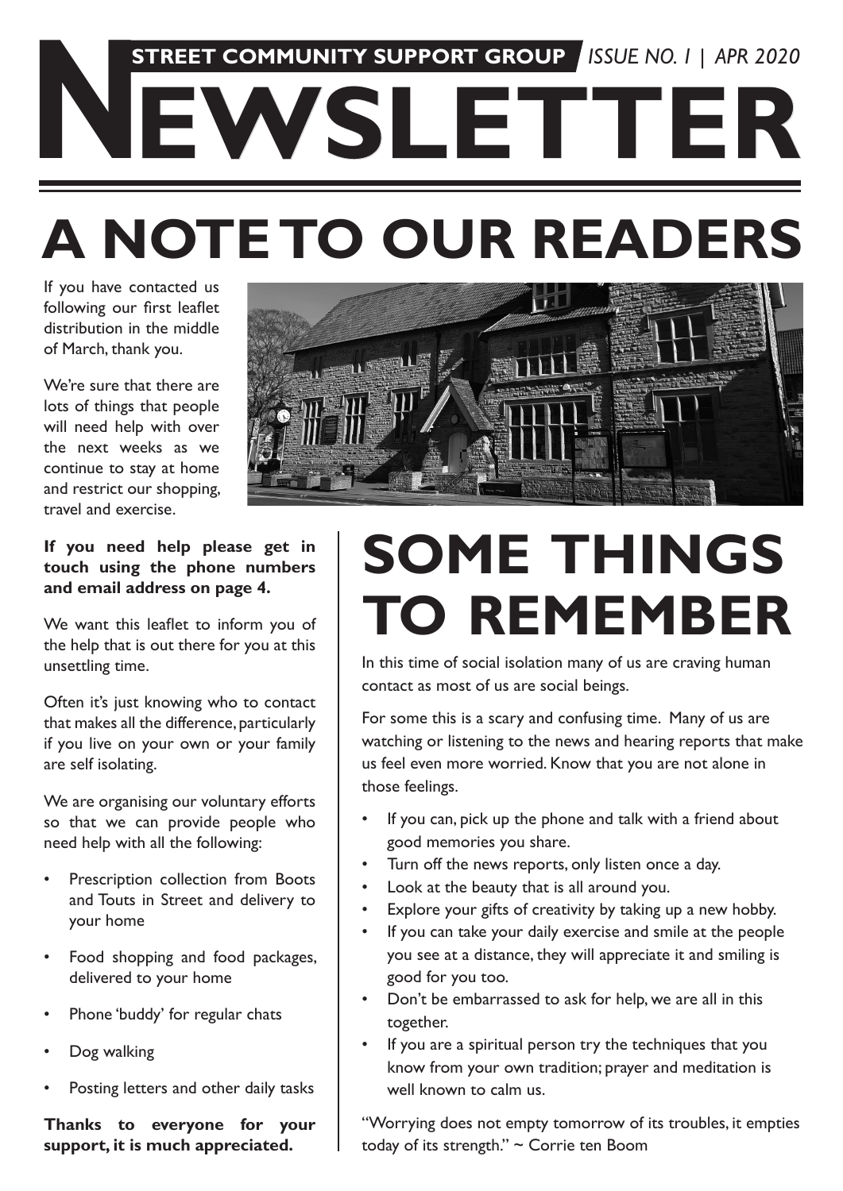**STREET COMMUNITY SUPPORT GROUP** *ISSUE NO. 1 | APR 2020*

# NEWSLETTER

# A NOTE TO OUR READERS

If you have contacted us following our first leaflet distribution in the middle of March, thank you.

We're sure that there are lots of things that people will need help with over the next weeks as we continue to stay at home and restrict our shopping, travel and exercise.

**If you need help please get in touch using the phone numbers and email address on page 4.**

We want this leaflet to inform you of the help that is out there for you at this unsettling time.

Often it's just knowing who to contact that makes all the difference, particularly if you live on your own or your family are self isolating.

We are organising our voluntary efforts so that we can provide people who need help with all the following:

- Prescription collection from Boots and Touts in Street and delivery to your home
- Food shopping and food packages, delivered to your home
- Phone 'buddy' for regular chats
- Dog walking
- Posting letters and other daily tasks

**Thanks to everyone for your support, it is much appreciated.**

# SOME THINGS TO REMEMBER

In this time of social isolation many of us are craving human contact as most of us are social beings.

For some this is a scary and confusing time. Many of us are watching or listening to the news and hearing reports that make us feel even more worried. Know that you are not alone in those feelings.

- If you can, pick up the phone and talk with a friend about good memories you share.
- Turn off the news reports, only listen once a day.
- Look at the beauty that is all around you.
- Explore your gifts of creativity by taking up a new hobby.
- If you can take your daily exercise and smile at the people you see at a distance, they will appreciate it and smiling is good for you too.
- Don't be embarrassed to ask for help, we are all in this together.
- If you are a spiritual person try the techniques that you know from your own tradition; prayer and meditation is well known to calm us.

"Worrying does not empty tomorrow of its troubles, it empties today of its strength." ~ Corrie ten Boom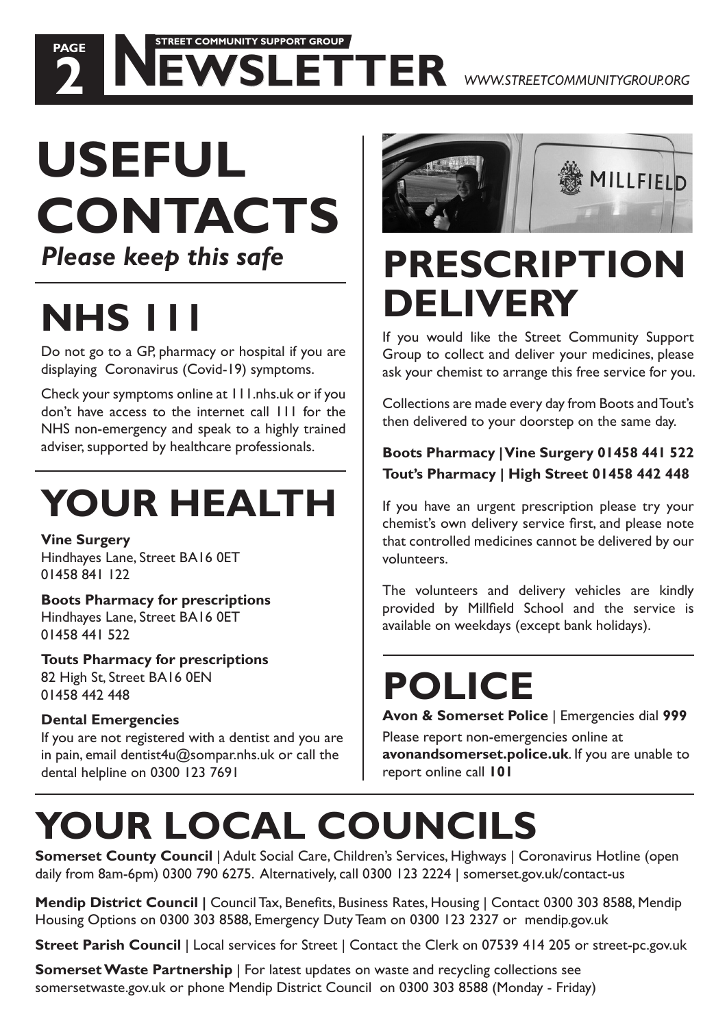# USEFUL CONTACTS

*Please keep this safe*

## NHS 111

Do not go to a GP, pharmacy or hospital if you are displaying Coronavirus (Covid-19) symptoms.

Check your symptoms online at 111.nhs.uk or if you don't have access to the internet call 111 for the NHS non-emergency and speak to a highly trained adviser, supported by healthcare professionals.

## YOUR HEALTH

**Vine Surgery**
Hindhayes Lane, Street BA16 0ET
01458 841 122

**Boots Pharmacy for prescriptions**
Hindhayes Lane, Street BA16 0ET
01458 441 522

**Touts Pharmacy for prescriptions**
82 High St, Street BA16 0EN
01458 442 448

**Dental Emergencies**
If you are not registered with a dentist and you are in pain, email dentist4u@sompar.nhs.uk or call the dental helpline on 0300 123 7691

## PRESCRIPTION DELIVERY

If you would like the Street Community Support Group to collect and deliver your medicines, please ask your chemist to arrange this free service for you.

Collections are made every day from Boots and Tout's then delivered to your doorstep on the same day.

**Boots Pharmacy | Vine Surgery 01458 441 522**
**Tout's Pharmacy | High Street 01458 442 448**

If you have an urgent prescription please try your chemist's own delivery service first, and please note that controlled medicines cannot be delivered by our volunteers.

The volunteers and delivery vehicles are kindly provided by Millfield School and the service is available on weekdays (except bank holidays).

## POLICE

**Avon & Somerset Police** | Emergencies dial **999**

Please report non-emergencies online at **avonandsomerset.police.uk**. If you are unable to report online call **101**

## YOUR LOCAL COUNCILS

**Somerset County Council** | Adult Social Care, Children's Services, Highways | Coronavirus Hotline (open daily from 8am-6pm) 0300 790 6275. Alternatively, call 0300 123 2224 | somerset.gov.uk/contact-us

**Mendip District Council |** Council Tax, Benefits, Business Rates, Housing | Contact 0300 303 8588, Mendip Housing Options on 0300 303 8588, Emergency Duty Team on 0300 123 2327 or mendip.gov.uk

**Street Parish Council** | Local services for Street | Contact the Clerk on 07539 414 205 or street-pc.gov.uk

**Somerset Waste Partnership** | For latest updates on waste and recycling collections see somersetwaste.gov.uk or phone Mendip District Council on 0300 303 8588 (Monday - Friday)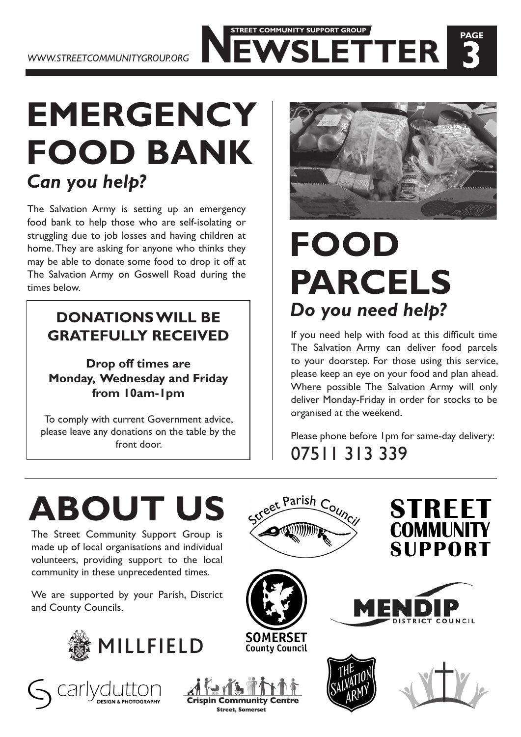# EMERGENCY FOOD BANK

## *Can you help?*

The Salvation Army is setting up an emergency food bank to help those who are self-isolating or struggling due to job losses and having children at home. They are asking for anyone who thinks they may be able to donate some food to drop it off at The Salvation Army on Goswell Road during the times below.

### DONATIONS WILL BE GRATEFULLY RECEIVED

**Drop off times are Monday, Wednesday and Friday from 10am-1pm**

To comply with current Government advice, please leave any donations on the table by the front door.

# FOOD PARCELS

## *Do you need help?*

If you need help with food at this difficult time The Salvation Army can deliver food parcels to your doorstep. For those using this service, please keep an eye on your food and plan ahead. Where possible The Salvation Army will only deliver Monday-Friday in order for stocks to be organised at the weekend.

Please phone before 1pm for same-day delivery:

07511 313 339

# ABOUT US

The Street Community Support Group is made up of local organisations and individual volunteers, providing support to the local community in these unprecedented times.

We are supported by your Parish, District and County Councils.

Street Parish Council

STREET COMMUNITY SUPPORT

SOMERSET County Council

MENDIP DISTRICT COUNCIL

MILLFIELD

carlydutton DESIGN & PHOTOGRAPHY

Crispin Community Centre Street, Somerset

THE SALVATION ARMY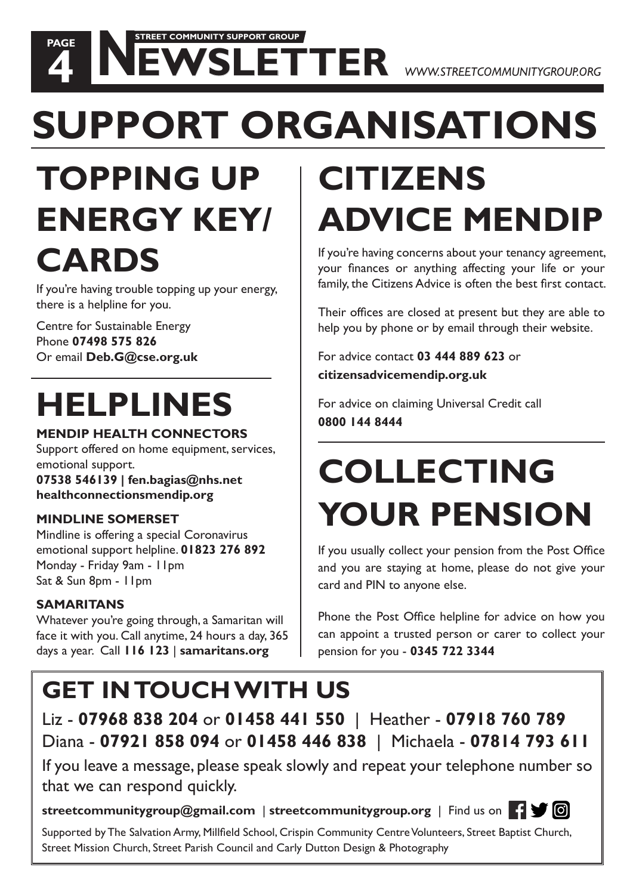# SUPPORT ORGANISATIONS

## TOPPING UP ENERGY KEY/ CARDS

If you're having trouble topping up your energy, there is a helpline for you.

Centre for Sustainable Energy
Phone **07498 575 826**
Or email **Deb.G@cse.org.uk**

## HELPLINES

**MENDIP HEALTH CONNECTORS**
Support offered on home equipment, services, emotional support.
**07538 546139 | fen.bagias@nhs.net**
**healthconnectionsmendip.org**

**MINDLINE SOMERSET**
Mindline is offering a special Coronavirus emotional support helpline. **01823 276 892**
Monday - Friday 9am - 11pm
Sat & Sun 8pm - 11pm

**SAMARITANS**
Whatever you're going through, a Samaritan will face it with you. Call anytime, 24 hours a day, 365 days a year. Call **116 123** | **samaritans.org**

## CITIZENS ADVICE MENDIP

If you're having concerns about your tenancy agreement, your finances or anything affecting your life or your family, the Citizens Advice is often the best first contact.

Their offices are closed at present but they are able to help you by phone or by email through their website.

For advice contact **03 444 889 623** or **citizensadvicemendip.org.uk**

For advice on claiming Universal Credit call **0800 144 8444**

## COLLECTING YOUR PENSION

If you usually collect your pension from the Post Office and you are staying at home, please do not give your card and PIN to anyone else.

Phone the Post Office helpline for advice on how you can appoint a trusted person or carer to collect your pension for you - **0345 722 3344**

## GET IN TOUCH WITH US

Liz - **07968 838 204** or **01458 441 550** | Heather - **07918 760 789**
Diana - **07921 858 094** or **01458 446 838** | Michaela - **07814 793 611**

If you leave a message, please speak slowly and repeat your telephone number so that we can respond quickly.

**streetcommunitygroup@gmail.com** | **streetcommunitygroup.org** | Find us on

Supported by The Salvation Army, Millfield School, Crispin Community Centre Volunteers, Street Baptist Church, Street Mission Church, Street Parish Council and Carly Dutton Design & Photography